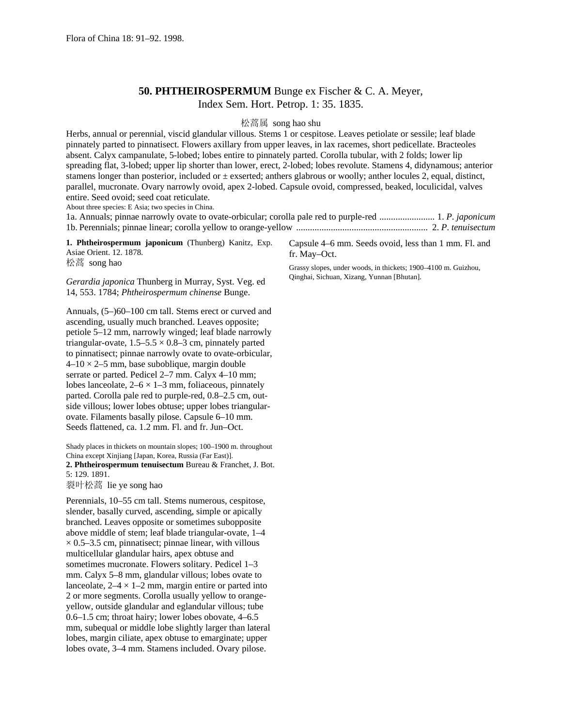Flora of China 18: 91–92. 1998.

# 50. PHTHEIROSPERMUM Bunge ex Fischer & C. A. Meyer, Index Sem. Hort. Petrop. 1: 35. 1835.

松蒿属 song hao shu

Herbs, annual or perennial, viscid glandular villous. Stems 1 or cespitose. Leaves petiolate or sessile; leaf blade pinnately parted to pinnatisect. Flowers axillary from upper leaves, in lax racemes, short pedicellate. Bracteoles absent. Calyx campanulate, 5-lobed; lobes entire to pinnately parted. Corolla tubular, with 2 folds; lower lip spreading flat, 3-lobed; upper lip shorter than lower, erect, 2-lobed; lobes revolute. Stamens 4, didynamous; anterior stamens longer than posterior, included or ± exserted; anthers glabrous or woolly; anther locules 2, equal, distinct, parallel, mucronate. Ovary narrowly ovoid, apex 2-lobed. Capsule ovoid, compressed, beaked, loculicidal, valves entire. Seed ovoid; seed coat reticulate.

About three species: E Asia; two species in China.

1a. Annuals; pinnae narrowly ovate to ovate-orbicular; corolla pale red to purple-red ........................ 1. *P. japonicum*
1b. Perennials; pinnae linear; corolla yellow to orange-yellow ........................................................ 2. *P. tenuisectum*

**1. Phtheirospermum japonicum** (Thunberg) Kanitz, Exp. Asiae Orient. 12. 1878.

松蒿 song hao

*Gerardia japonica* Thunberg in Murray, Syst. Veg. ed 14, 553. 1784; *Phtheirospermum chinense* Bunge.

Annuals, (5–)60–100 cm tall. Stems erect or curved and ascending, usually much branched. Leaves opposite; petiole 5–12 mm, narrowly winged; leaf blade narrowly triangular-ovate, 1.5–5.5 × 0.8–3 cm, pinnately parted to pinnatisect; pinnae narrowly ovate to ovate-orbicular, 4–10 × 2–5 mm, base suboblique, margin double serrate or parted. Pedicel 2–7 mm. Calyx 4–10 mm; lobes lanceolate, 2–6 × 1–3 mm, foliaceous, pinnately parted. Corolla pale red to purple-red, 0.8–2.5 cm, outside villous; lower lobes obtuse; upper lobes triangular-ovate. Filaments basally pilose. Capsule 6–10 mm. Seeds flattened, ca. 1.2 mm. Fl. and fr. Jun–Oct.

Shady places in thickets on mountain slopes; 100–1900 m. throughout China except Xinjiang [Japan, Korea, Russia (Far East)].

**2. Phtheirospermum tenuisectum** Bureau & Franchet, J. Bot. 5: 129. 1891.

裂叶松蒿 lie ye song hao

Perennials, 10–55 cm tall. Stems numerous, cespitose, slender, basally curved, ascending, simple or apically branched. Leaves opposite or sometimes subopposite above middle of stem; leaf blade triangular-ovate, 1–4 × 0.5–3.5 cm, pinnatisect; pinnae linear, with villous multicellular glandular hairs, apex obtuse and sometimes mucronate. Flowers solitary. Pedicel 1–3 mm. Calyx 5–8 mm, glandular villous; lobes ovate to lanceolate, 2–4 × 1–2 mm, margin entire or parted into 2 or more segments. Corolla usually yellow to orange-yellow, outside glandular and eglandular villous; tube 0.6–1.5 cm; throat hairy; lower lobes obovate, 4–6.5 mm, subequal or middle lobe slightly larger than lateral lobes, margin ciliate, apex obtuse to emarginate; upper lobes ovate, 3–4 mm. Stamens included. Ovary pilose. Capsule 4–6 mm. Seeds ovoid, less than 1 mm. Fl. and fr. May–Oct.

Grassy slopes, under woods, in thickets; 1900–4100 m. Guizhou, Qinghai, Sichuan, Xizang, Yunnan [Bhutan].